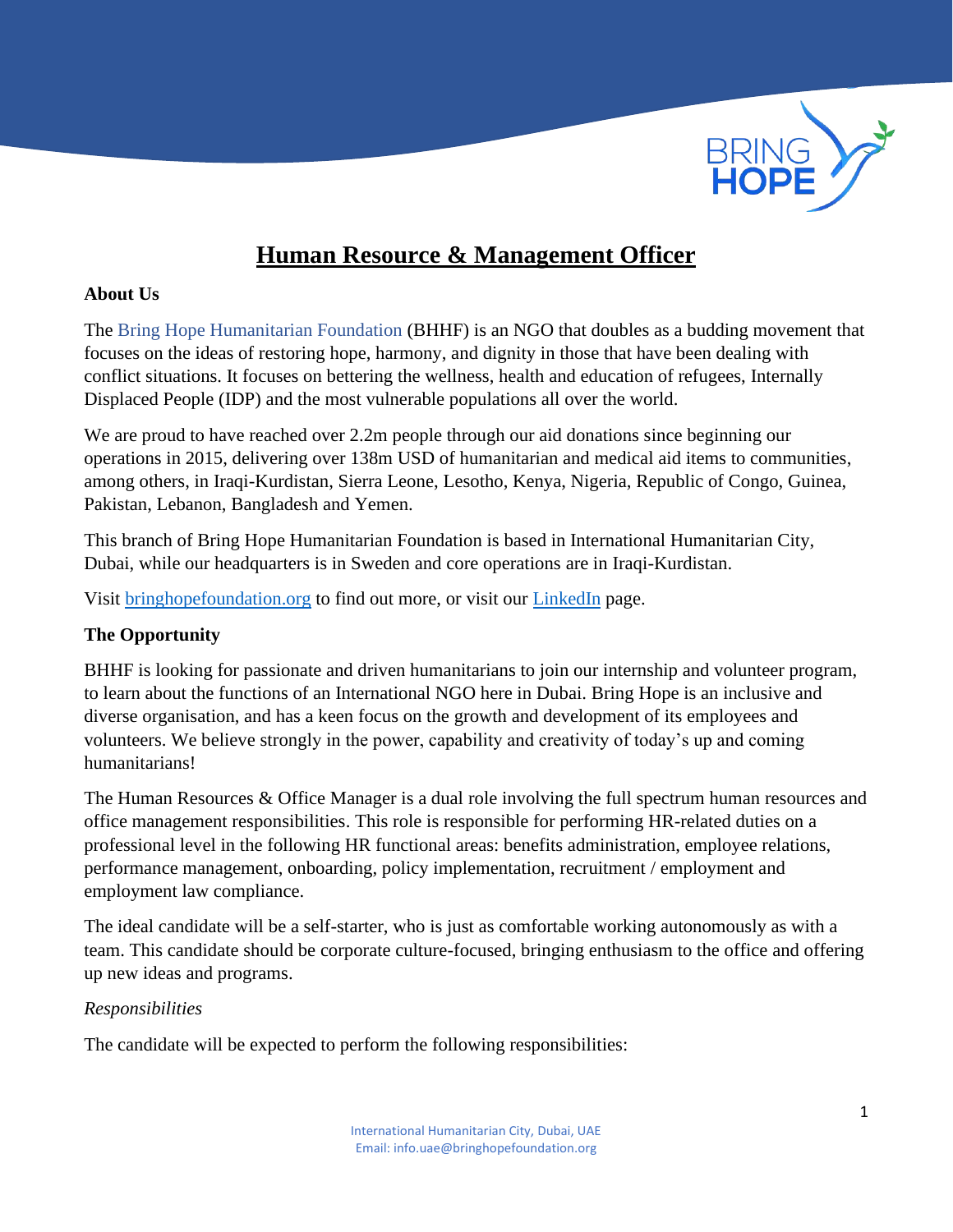# Human Resource & Management Officer

**About Us**

The Bring Hope Humanitarian Foundation (BHHF) is an NGO that doubles as a budding movement that focuses on the ideas of restoring hope, harmony, and dignity in those that have been dealing with conflict situations. It focuses on bettering the wellness, health and education of refugees, Internally Displaced People (IDP) and the most vulnerable populations all over the world.

We are proud to have reached over 2.2m people through our aid donations since beginning our operations in 2015, delivering over 138m USD of humanitarian and medical aid items to communities, among others, in Iraqi-Kurdistan, Sierra Leone, Lesotho, Kenya, Nigeria, Republic of Congo, Guinea, Pakistan, Lebanon, Bangladesh and Yemen.

This branch of Bring Hope Humanitarian Foundation is based in International Humanitarian City, Dubai, while our headquarters is in Sweden and core operations are in Iraqi-Kurdistan.

Visit bringhopefoundation.org to find out more, or visit our LinkedIn page.

**The Opportunity**

BHHF is looking for passionate and driven humanitarians to join our internship and volunteer program, to learn about the functions of an International NGO here in Dubai. Bring Hope is an inclusive and diverse organisation, and has a keen focus on the growth and development of its employees and volunteers. We believe strongly in the power, capability and creativity of today's up and coming humanitarians!

The Human Resources & Office Manager is a dual role involving the full spectrum human resources and office management responsibilities. This role is responsible for performing HR-related duties on a professional level in the following HR functional areas: benefits administration, employee relations, performance management, onboarding, policy implementation, recruitment / employment and employment law compliance.

The ideal candidate will be a self-starter, who is just as comfortable working autonomously as with a team. This candidate should be corporate culture-focused, bringing enthusiasm to the office and offering up new ideas and programs.

*Responsibilities*

The candidate will be expected to perform the following responsibilities: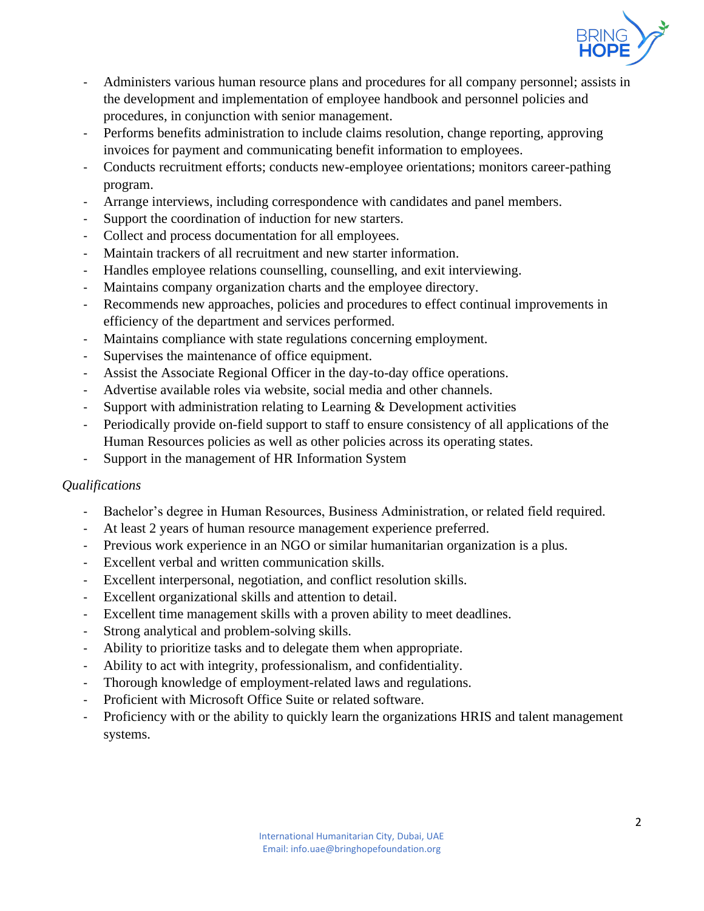- Administers various human resource plans and procedures for all company personnel; assists in the development and implementation of employee handbook and personnel policies and procedures, in conjunction with senior management.
- Performs benefits administration to include claims resolution, change reporting, approving invoices for payment and communicating benefit information to employees.
- Conducts recruitment efforts; conducts new-employee orientations; monitors career-pathing program.
- Arrange interviews, including correspondence with candidates and panel members.
- Support the coordination of induction for new starters.
- Collect and process documentation for all employees.
- Maintain trackers of all recruitment and new starter information.
- Handles employee relations counselling, counselling, and exit interviewing.
- Maintains company organization charts and the employee directory.
- Recommends new approaches, policies and procedures to effect continual improvements in efficiency of the department and services performed.
- Maintains compliance with state regulations concerning employment.
- Supervises the maintenance of office equipment.
- Assist the Associate Regional Officer in the day-to-day office operations.
- Advertise available roles via website, social media and other channels.
- Support with administration relating to Learning & Development activities
- Periodically provide on-field support to staff to ensure consistency of all applications of the Human Resources policies as well as other policies across its operating states.
- Support in the management of HR Information System

*Qualifications*

- Bachelor's degree in Human Resources, Business Administration, or related field required.
- At least 2 years of human resource management experience preferred.
- Previous work experience in an NGO or similar humanitarian organization is a plus.
- Excellent verbal and written communication skills.
- Excellent interpersonal, negotiation, and conflict resolution skills.
- Excellent organizational skills and attention to detail.
- Excellent time management skills with a proven ability to meet deadlines.
- Strong analytical and problem-solving skills.
- Ability to prioritize tasks and to delegate them when appropriate.
- Ability to act with integrity, professionalism, and confidentiality.
- Thorough knowledge of employment-related laws and regulations.
- Proficient with Microsoft Office Suite or related software.
- Proficiency with or the ability to quickly learn the organizations HRIS and talent management systems.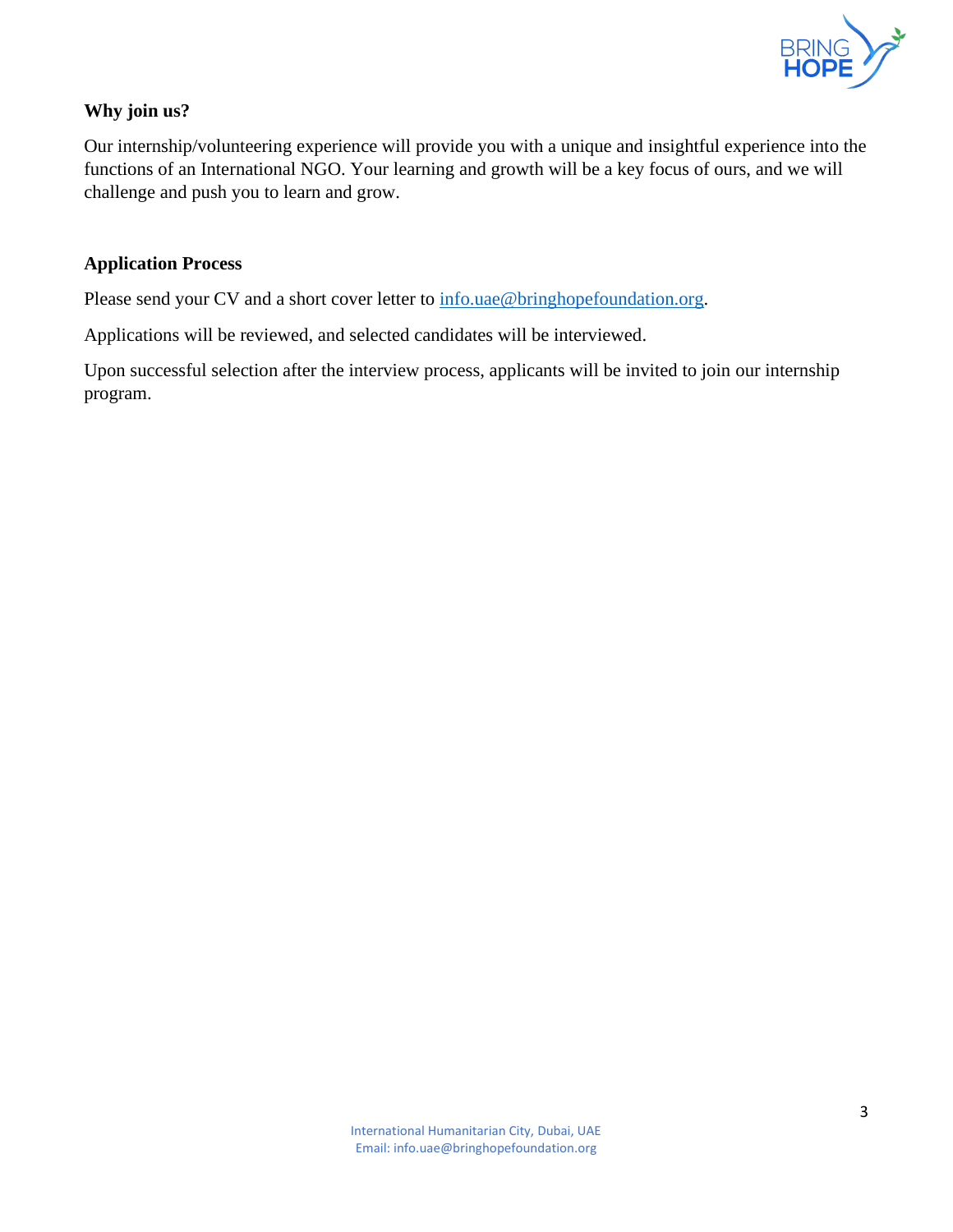**Why join us?**

Our internship/volunteering experience will provide you with a unique and insightful experience into the functions of an International NGO. Your learning and growth will be a key focus of ours, and we will challenge and push you to learn and grow.

**Application Process**

Please send your CV and a short cover letter to info.uae@bringhopefoundation.org.

Applications will be reviewed, and selected candidates will be interviewed.

Upon successful selection after the interview process, applicants will be invited to join our internship program.